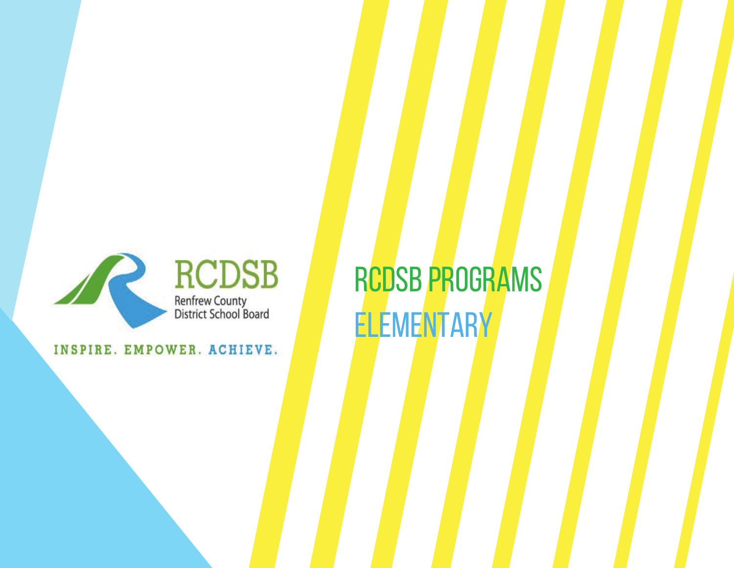RCDSB

Renfrew County District School Board

INSPIRE. EMPOWER. ACHIEVE.

# RCDSB PROGRAMS

## ELEMENTARY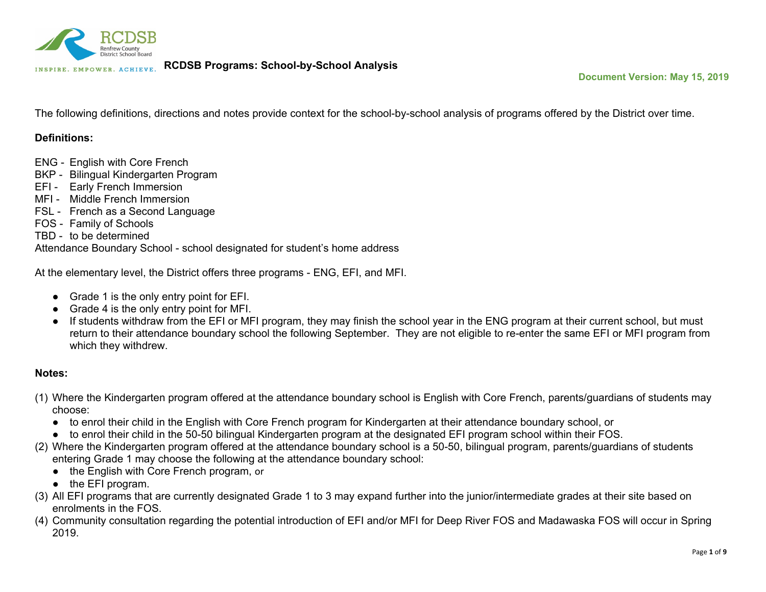# RCDSB Programs: School-by-School Analysis

**Document Version: May 15, 2019**

The following definitions, directions and notes provide context for the school-by-school analysis of programs offered by the District over time.

**Definitions:**

ENG - English with Core French
BKP - Bilingual Kindergarten Program
EFI - Early French Immersion
MFI - Middle French Immersion
FSL - French as a Second Language
FOS - Family of Schools
TBD - to be determined
Attendance Boundary School - school designated for student's home address

At the elementary level, the District offers three programs - ENG, EFI, and MFI.

- Grade 1 is the only entry point for EFI.
- Grade 4 is the only entry point for MFI.
- If students withdraw from the EFI or MFI program, they may finish the school year in the ENG program at their current school, but must return to their attendance boundary school the following September. They are not eligible to re-enter the same EFI or MFI program from which they withdrew.

**Notes:**

(1) Where the Kindergarten program offered at the attendance boundary school is English with Core French, parents/guardians of students may choose:
- to enrol their child in the English with Core French program for Kindergarten at their attendance boundary school, or
- to enrol their child in the 50-50 bilingual Kindergarten program at the designated EFI program school within their FOS.

(2) Where the Kindergarten program offered at the attendance boundary school is a 50-50, bilingual program, parents/guardians of students entering Grade 1 may choose the following at the attendance boundary school:
- the English with Core French program, or
- the EFI program.

(3) All EFI programs that are currently designated Grade 1 to 3 may expand further into the junior/intermediate grades at their site based on enrolments in the FOS.

(4) Community consultation regarding the potential introduction of EFI and/or MFI for Deep River FOS and Madawaska FOS will occur in Spring 2019.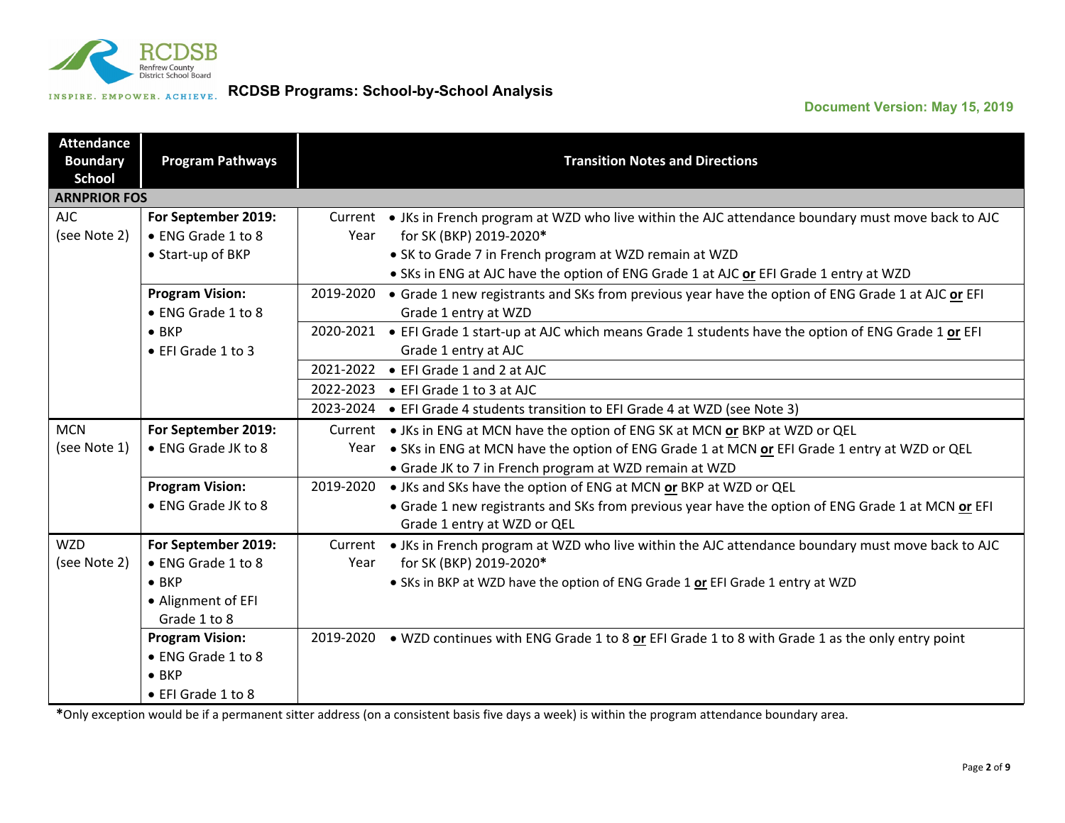RCDSB Renfrew County District School Board

INSPIRE. EMPOWER. ACHIEVE.

**RCDSB Programs: School-by-School Analysis**

**Document Version: May 15, 2019**

| Attendance Boundary School | Program Pathways | | Transition Notes and Directions |
|---|---|---|---|
| **ARNPRIOR FOS** | | | |
| AJC (see Note 2) | **For September 2019:** • ENG Grade 1 to 8 • Start-up of BKP | Current Year | • JKs in French program at WZD who live within the AJC attendance boundary must move back to AJC for SK (BKP) 2019-2020* • SK to Grade 7 in French program at WZD remain at WZD • SKs in ENG at AJC have the option of ENG Grade 1 at AJC **or** EFI Grade 1 entry at WZD |
| | **Program Vision:** • ENG Grade 1 to 8 • BKP • EFI Grade 1 to 3 | 2019-2020 | • Grade 1 new registrants and SKs from previous year have the option of ENG Grade 1 at AJC **or** EFI Grade 1 entry at WZD |
| | | 2020-2021 | • EFI Grade 1 start-up at AJC which means Grade 1 students have the option of ENG Grade 1 **or** EFI Grade 1 entry at AJC |
| | | 2021-2022 | • EFI Grade 1 and 2 at AJC |
| | | 2022-2023 | • EFI Grade 1 to 3 at AJC |
| | | 2023-2024 | • EFI Grade 4 students transition to EFI Grade 4 at WZD (see Note 3) |
| MCN (see Note 1) | **For September 2019:** • ENG Grade JK to 8 | Current Year | • JKs in ENG at MCN have the option of ENG SK at MCN **or** BKP at WZD or QEL • SKs in ENG at MCN have the option of ENG Grade 1 at MCN **or** EFI Grade 1 entry at WZD or QEL • Grade JK to 7 in French program at WZD remain at WZD |
| | **Program Vision:** • ENG Grade JK to 8 | 2019-2020 | • JKs and SKs have the option of ENG at MCN **or** BKP at WZD or QEL • Grade 1 new registrants and SKs from previous year have the option of ENG Grade 1 at MCN **or** EFI Grade 1 entry at WZD or QEL |
| WZD (see Note 2) | **For September 2019:** • ENG Grade 1 to 8 • BKP • Alignment of EFI Grade 1 to 8 | Current Year | • JKs in French program at WZD who live within the AJC attendance boundary must move back to AJC for SK (BKP) 2019-2020* • SKs in BKP at WZD have the option of ENG Grade 1 **or** EFI Grade 1 entry at WZD |
| | **Program Vision:** • ENG Grade 1 to 8 • BKP • EFI Grade 1 to 8 | 2019-2020 | • WZD continues with ENG Grade 1 to 8 **or** EFI Grade 1 to 8 with Grade 1 as the only entry point |

***Only exception would be if a permanent sitter address (on a consistent basis five days a week) is within the program attendance boundary area.**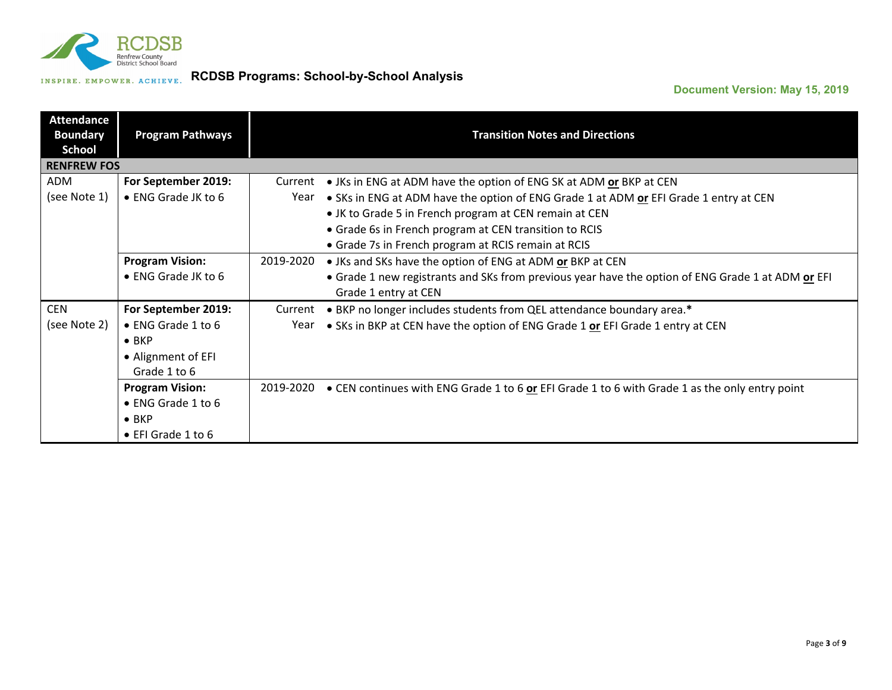RCDSB Programs: School-by-School Analysis

Document Version: May 15, 2019

| Attendance Boundary School | Program Pathways | | Transition Notes and Directions |
|---|---|---|---|
| **RENFREW FOS** | | | |
| ADM (see Note 1) | **For September 2019:** • ENG Grade JK to 6 | Current Year | • JKs in ENG at ADM have the option of ENG SK at ADM **or** BKP at CEN • SKs in ENG at ADM have the option of ENG Grade 1 at ADM **or** EFI Grade 1 entry at CEN • JK to Grade 5 in French program at CEN remain at CEN • Grade 6s in French program at CEN transition to RCIS • Grade 7s in French program at RCIS remain at RCIS |
| | **Program Vision:** • ENG Grade JK to 6 | 2019-2020 | • JKs and SKs have the option of ENG at ADM **or** BKP at CEN • Grade 1 new registrants and SKs from previous year have the option of ENG Grade 1 at ADM **or** EFI Grade 1 entry at CEN |
| CEN (see Note 2) | **For September 2019:** • ENG Grade 1 to 6 • BKP • Alignment of EFI Grade 1 to 6 | Current Year | • BKP no longer includes students from QEL attendance boundary area.* • SKs in BKP at CEN have the option of ENG Grade 1 **or** EFI Grade 1 entry at CEN |
| | **Program Vision:** • ENG Grade 1 to 6 • BKP • EFI Grade 1 to 6 | 2019-2020 | • CEN continues with ENG Grade 1 to 6 **or** EFI Grade 1 to 6 with Grade 1 as the only entry point |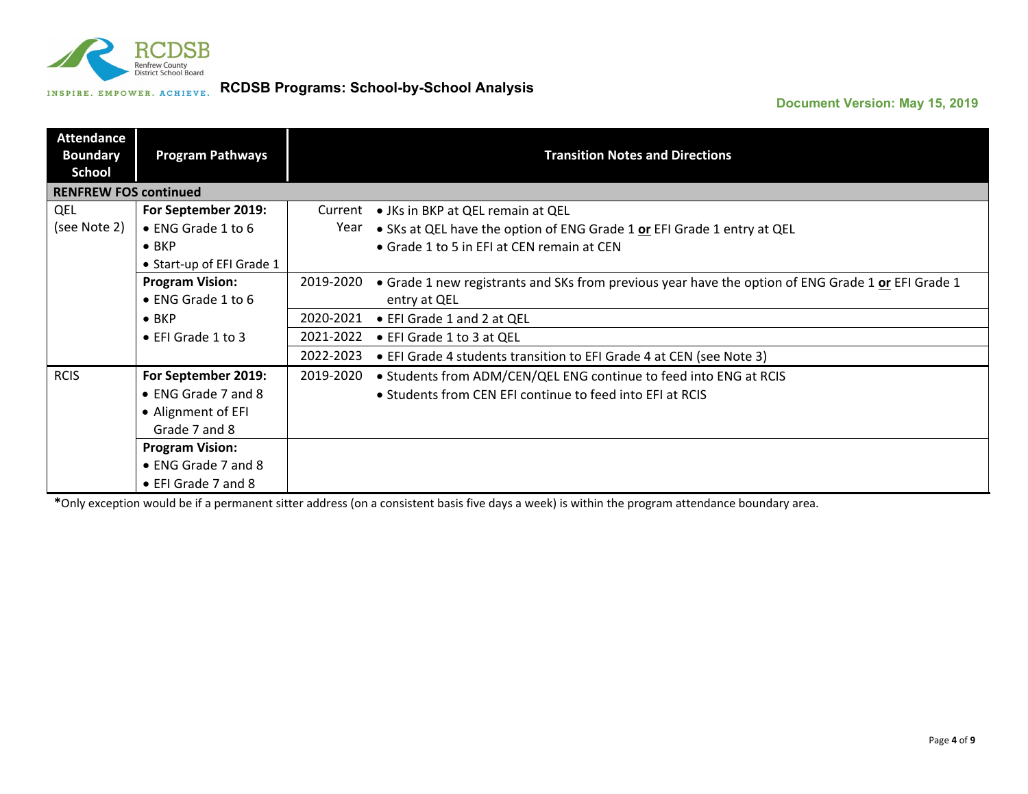# RCDSB Programs: School-by-School Analysis

**Document Version: May 15, 2019**

| Attendance Boundary School | Program Pathways | | Transition Notes and Directions |
|---|---|---|---|
| **RENFREW FOS continued** | | | |
| QEL (see Note 2) | **For September 2019:** • ENG Grade 1 to 6 • BKP • Start-up of EFI Grade 1 | Current Year | • JKs in BKP at QEL remain at QEL • SKs at QEL have the option of ENG Grade 1 **or** EFI Grade 1 entry at QEL • Grade 1 to 5 in EFI at CEN remain at CEN |
| | **Program Vision:** • ENG Grade 1 to 6 • BKP • EFI Grade 1 to 3 | 2019-2020 | • Grade 1 new registrants and SKs from previous year have the option of ENG Grade 1 **or** EFI Grade 1 entry at QEL |
| | | 2020-2021 | • EFI Grade 1 and 2 at QEL |
| | | 2021-2022 | • EFI Grade 1 to 3 at QEL |
| | | 2022-2023 | • EFI Grade 4 students transition to EFI Grade 4 at CEN (see Note 3) |
| RCIS | **For September 2019:** • ENG Grade 7 and 8 • Alignment of EFI Grade 7 and 8 | 2019-2020 | • Students from ADM/CEN/QEL ENG continue to feed into ENG at RCIS • Students from CEN EFI continue to feed into EFI at RCIS |
| | **Program Vision:** • ENG Grade 7 and 8 • EFI Grade 7 and 8 | | |

**\***Only exception would be if a permanent sitter address (on a consistent basis five days a week) is within the program attendance boundary area.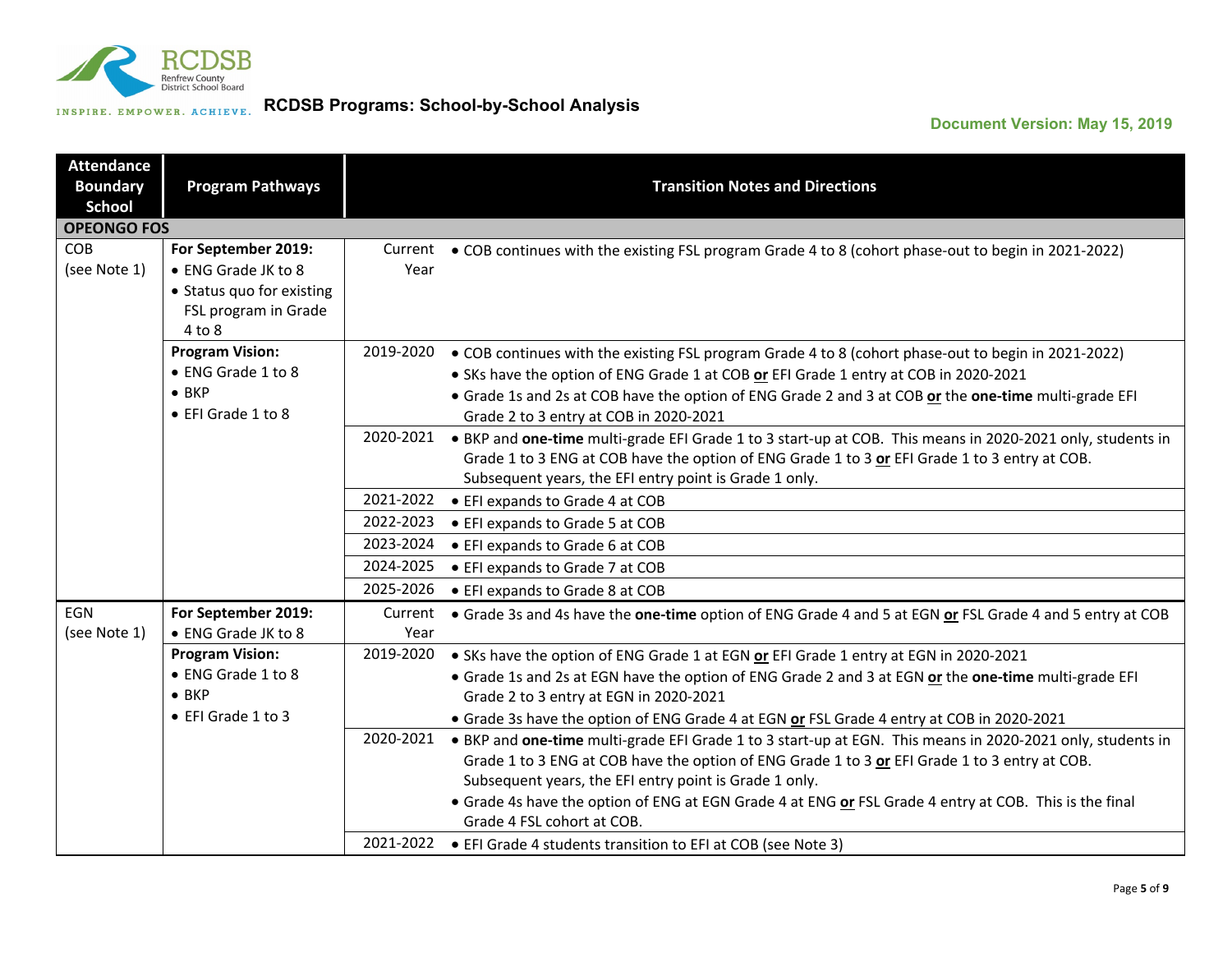RCDSB Programs: School-by-School Analysis

Document Version: May 15, 2019

| Attendance Boundary School | Program Pathways | | Transition Notes and Directions |
|---|---|---|---|
| **OPEONGO FOS** | | | |
| COB (see Note 1) | **For September 2019:** • ENG Grade JK to 8 • Status quo for existing FSL program in Grade 4 to 8 | Current Year | • COB continues with the existing FSL program Grade 4 to 8 (cohort phase-out to begin in 2021-2022) |
| | **Program Vision:** • ENG Grade 1 to 8 • BKP • EFI Grade 1 to 8 | 2019-2020 | • COB continues with the existing FSL program Grade 4 to 8 (cohort phase-out to begin in 2021-2022) • SKs have the option of ENG Grade 1 at COB **or** EFI Grade 1 entry at COB in 2020-2021 • Grade 1s and 2s at COB have the option of ENG Grade 2 and 3 at COB **or** the **one-time** multi-grade EFI Grade 2 to 3 entry at COB in 2020-2021 |
| | | 2020-2021 | • BKP and **one-time** multi-grade EFI Grade 1 to 3 start-up at COB. This means in 2020-2021 only, students in Grade 1 to 3 ENG at COB have the option of ENG Grade 1 to 3 **or** EFI Grade 1 to 3 entry at COB. Subsequent years, the EFI entry point is Grade 1 only. |
| | | 2021-2022 | • EFI expands to Grade 4 at COB |
| | | 2022-2023 | • EFI expands to Grade 5 at COB |
| | | 2023-2024 | • EFI expands to Grade 6 at COB |
| | | 2024-2025 | • EFI expands to Grade 7 at COB |
| | | 2025-2026 | • EFI expands to Grade 8 at COB |
| EGN (see Note 1) | **For September 2019:** • ENG Grade JK to 8 | Current Year | • Grade 3s and 4s have the **one-time** option of ENG Grade 4 and 5 at EGN **or** FSL Grade 4 and 5 entry at COB |
| | **Program Vision:** • ENG Grade 1 to 8 • BKP • EFI Grade 1 to 3 | 2019-2020 | • SKs have the option of ENG Grade 1 at EGN **or** EFI Grade 1 entry at EGN in 2020-2021 • Grade 1s and 2s at EGN have the option of ENG Grade 2 and 3 at EGN **or** the **one-time** multi-grade EFI Grade 2 to 3 entry at EGN in 2020-2021 • Grade 3s have the option of ENG Grade 4 at EGN **or** FSL Grade 4 entry at COB in 2020-2021 |
| | | 2020-2021 | • BKP and **one-time** multi-grade EFI Grade 1 to 3 start-up at EGN. This means in 2020-2021 only, students in Grade 1 to 3 ENG at COB have the option of ENG Grade 1 to 3 **or** EFI Grade 1 to 3 entry at COB. Subsequent years, the EFI entry point is Grade 1 only. • Grade 4s have the option of ENG at EGN Grade 4 at ENG **or** FSL Grade 4 entry at COB. This is the final Grade 4 FSL cohort at COB. |
| | | 2021-2022 | • EFI Grade 4 students transition to EFI at COB (see Note 3) |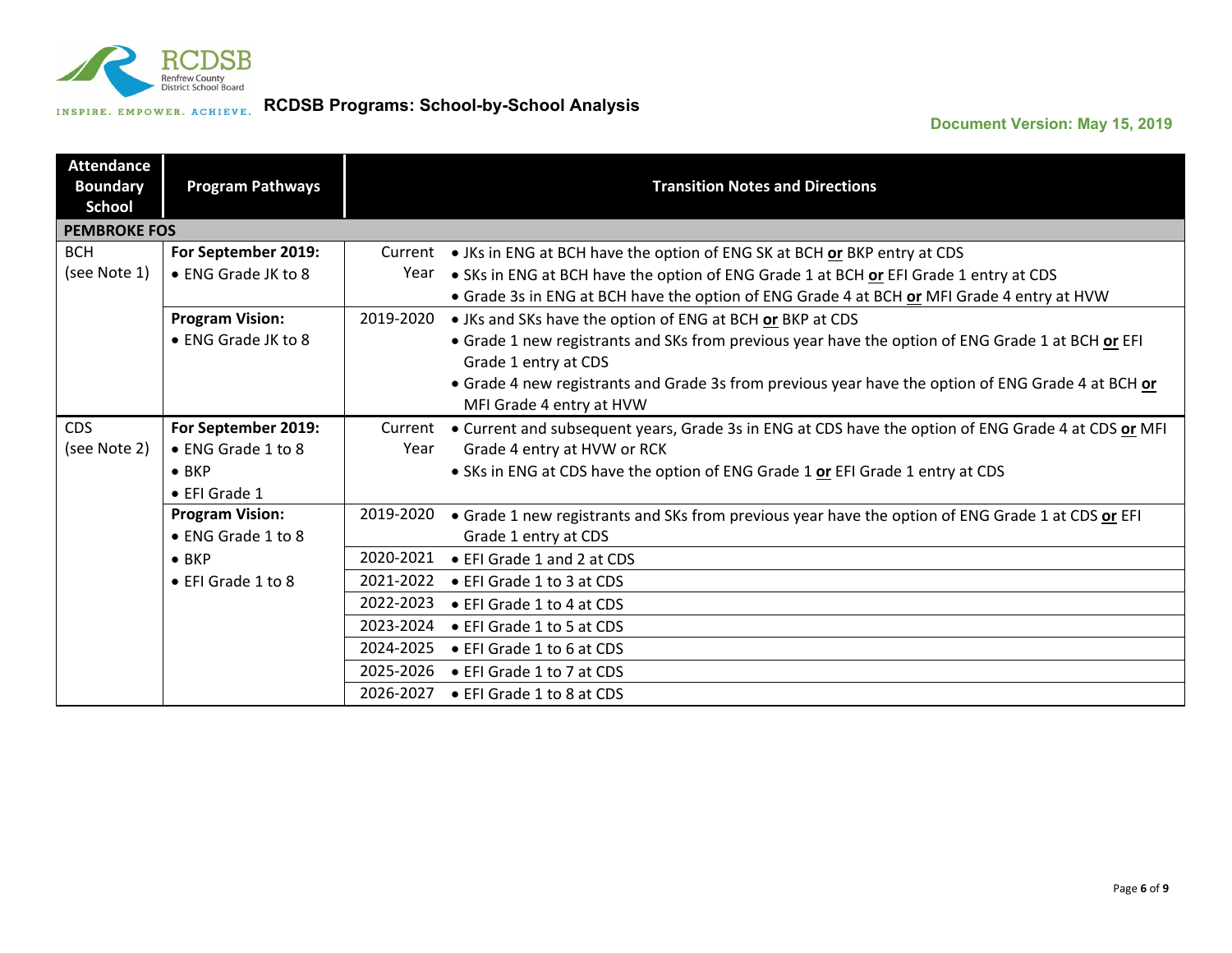# RCDSB Programs: School-by-School Analysis

**Document Version: May 15, 2019**

| Attendance Boundary School | Program Pathways | | Transition Notes and Directions |
|---|---|---|---|
| **PEMBROKE FOS** | | | |
| BCH (see Note 1) | **For September 2019:**<br>• ENG Grade JK to 8 | Current Year | • JKs in ENG at BCH have the option of ENG SK at BCH **or** BKP entry at CDS<br>• SKs in ENG at BCH have the option of ENG Grade 1 at BCH **or** EFI Grade 1 entry at CDS<br>• Grade 3s in ENG at BCH have the option of ENG Grade 4 at BCH **or** MFI Grade 4 entry at HVW |
| | **Program Vision:**<br>• ENG Grade JK to 8 | 2019-2020 | • JKs and SKs have the option of ENG at BCH **or** BKP at CDS<br>• Grade 1 new registrants and SKs from previous year have the option of ENG Grade 1 at BCH **or** EFI Grade 1 entry at CDS<br>• Grade 4 new registrants and Grade 3s from previous year have the option of ENG Grade 4 at BCH **or** MFI Grade 4 entry at HVW |
| CDS (see Note 2) | **For September 2019:**<br>• ENG Grade 1 to 8<br>• BKP<br>• EFI Grade 1 | Current Year | • Current and subsequent years, Grade 3s in ENG at CDS have the option of ENG Grade 4 at CDS **or** MFI Grade 4 entry at HVW or RCK<br>• SKs in ENG at CDS have the option of ENG Grade 1 **or** EFI Grade 1 entry at CDS |
| | **Program Vision:**<br>• ENG Grade 1 to 8<br>• BKP<br>• EFI Grade 1 to 8 | 2019-2020 | • Grade 1 new registrants and SKs from previous year have the option of ENG Grade 1 at CDS **or** EFI Grade 1 entry at CDS |
| | | 2020-2021 | • EFI Grade 1 and 2 at CDS |
| | | 2021-2022 | • EFI Grade 1 to 3 at CDS |
| | | 2022-2023 | • EFI Grade 1 to 4 at CDS |
| | | 2023-2024 | • EFI Grade 1 to 5 at CDS |
| | | 2024-2025 | • EFI Grade 1 to 6 at CDS |
| | | 2025-2026 | • EFI Grade 1 to 7 at CDS |
| | | 2026-2027 | • EFI Grade 1 to 8 at CDS |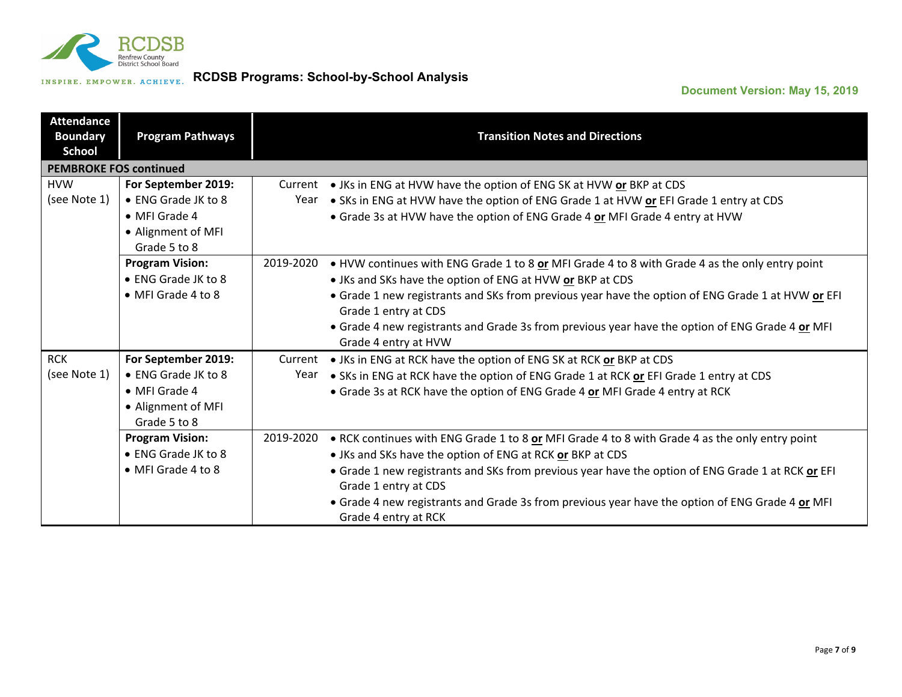# RCDSB Programs: School-by-School Analysis

**Document Version: May 15, 2019**

| Attendance Boundary School | Program Pathways | | Transition Notes and Directions |
|---|---|---|---|
| **PEMBROKE FOS continued** | | | |
| HVW (see Note 1) | **For September 2019:** • ENG Grade JK to 8 • MFI Grade 4 • Alignment of MFI Grade 5 to 8 | Current Year | • JKs in ENG at HVW have the option of ENG SK at HVW **or** BKP at CDS • SKs in ENG at HVW have the option of ENG Grade 1 at HVW **or** EFI Grade 1 entry at CDS • Grade 3s at HVW have the option of ENG Grade 4 **or** MFI Grade 4 entry at HVW |
| | **Program Vision:** • ENG Grade JK to 8 • MFI Grade 4 to 8 | 2019-2020 | • HVW continues with ENG Grade 1 to 8 **or** MFI Grade 4 to 8 with Grade 4 as the only entry point • JKs and SKs have the option of ENG at HVW **or** BKP at CDS • Grade 1 new registrants and SKs from previous year have the option of ENG Grade 1 at HVW **or** EFI Grade 1 entry at CDS • Grade 4 new registrants and Grade 3s from previous year have the option of ENG Grade 4 **or** MFI Grade 4 entry at HVW |
| RCK (see Note 1) | **For September 2019:** • ENG Grade JK to 8 • MFI Grade 4 • Alignment of MFI Grade 5 to 8 | Current Year | • JKs in ENG at RCK have the option of ENG SK at RCK **or** BKP at CDS • SKs in ENG at RCK have the option of ENG Grade 1 at RCK **or** EFI Grade 1 entry at CDS • Grade 3s at RCK have the option of ENG Grade 4 **or** MFI Grade 4 entry at RCK |
| | **Program Vision:** • ENG Grade JK to 8 • MFI Grade 4 to 8 | 2019-2020 | • RCK continues with ENG Grade 1 to 8 **or** MFI Grade 4 to 8 with Grade 4 as the only entry point • JKs and SKs have the option of ENG at RCK **or** BKP at CDS • Grade 1 new registrants and SKs from previous year have the option of ENG Grade 1 at RCK **or** EFI Grade 1 entry at CDS • Grade 4 new registrants and Grade 3s from previous year have the option of ENG Grade 4 **or** MFI Grade 4 entry at RCK |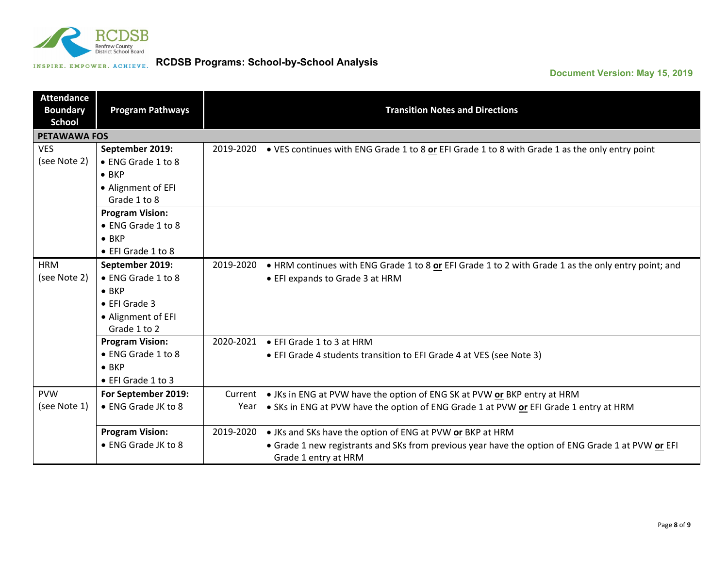RCDSB Renfrew County District School Board

INSPIRE. EMPOWER. ACHIEVE.

# RCDSB Programs: School-by-School Analysis

**Document Version: May 15, 2019**

| Attendance Boundary School | Program Pathways | | Transition Notes and Directions |
|---|---|---|---|
| **PETAWAWA FOS** | | | |
| VES (see Note 2) | **September 2019:** • ENG Grade 1 to 8 • BKP • Alignment of EFI Grade 1 to 8 | 2019-2020 | • VES continues with ENG Grade 1 to 8 **or** EFI Grade 1 to 8 with Grade 1 as the only entry point |
| | **Program Vision:** • ENG Grade 1 to 8 • BKP • EFI Grade 1 to 8 | | |
| HRM (see Note 2) | **September 2019:** • ENG Grade 1 to 8 • BKP • EFI Grade 3 • Alignment of EFI Grade 1 to 2 | 2019-2020 | • HRM continues with ENG Grade 1 to 8 **or** EFI Grade 1 to 2 with Grade 1 as the only entry point; and • EFI expands to Grade 3 at HRM |
| | **Program Vision:** • ENG Grade 1 to 8 • BKP • EFI Grade 1 to 3 | 2020-2021 | • EFI Grade 1 to 3 at HRM • EFI Grade 4 students transition to EFI Grade 4 at VES (see Note 3) |
| PVW (see Note 1) | **For September 2019:** • ENG Grade JK to 8 | Current Year | • JKs in ENG at PVW have the option of ENG SK at PVW **or** BKP entry at HRM • SKs in ENG at PVW have the option of ENG Grade 1 at PVW **or** EFI Grade 1 entry at HRM |
| | **Program Vision:** • ENG Grade JK to 8 | 2019-2020 | • JKs and SKs have the option of ENG at PVW **or** BKP at HRM • Grade 1 new registrants and SKs from previous year have the option of ENG Grade 1 at PVW **or** EFI Grade 1 entry at HRM |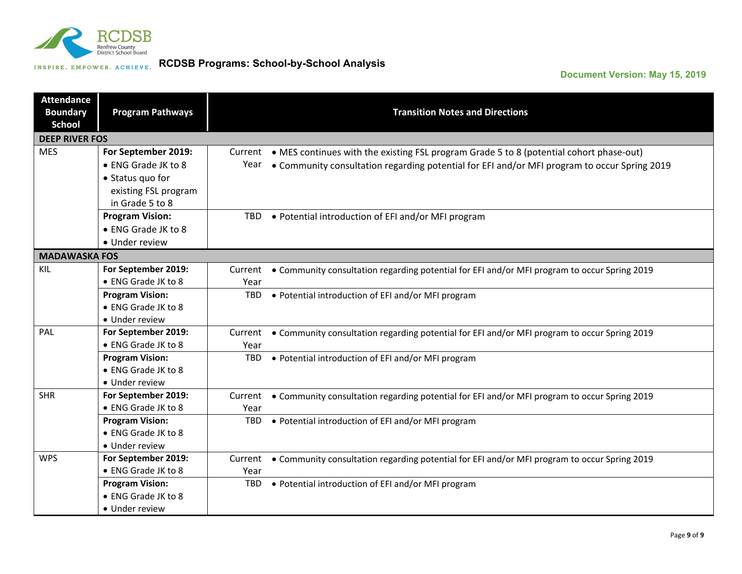RCDSB Renfrew County District School Board INSPIRE. EMPOWER. ACHIEVE.

# RCDSB Programs: School-by-School Analysis

**Document Version: May 15, 2019**

| Attendance Boundary School | Program Pathways | | Transition Notes and Directions |
|---|---|---|---|
| **DEEP RIVER FOS** | | | |
| MES | **For September 2019:**<br>• ENG Grade JK to 8<br>• Status quo for existing FSL program in Grade 5 to 8 | Current Year | • MES continues with the existing FSL program Grade 5 to 8 (potential cohort phase-out)<br>• Community consultation regarding potential for EFI and/or MFI program to occur Spring 2019 |
| | **Program Vision:**<br>• ENG Grade JK to 8<br>• Under review | TBD | • Potential introduction of EFI and/or MFI program |
| **MADAWASKA FOS** | | | |
| KIL | **For September 2019:**<br>• ENG Grade JK to 8 | Current Year | • Community consultation regarding potential for EFI and/or MFI program to occur Spring 2019 |
| | **Program Vision:**<br>• ENG Grade JK to 8<br>• Under review | TBD | • Potential introduction of EFI and/or MFI program |
| PAL | **For September 2019:**<br>• ENG Grade JK to 8 | Current Year | • Community consultation regarding potential for EFI and/or MFI program to occur Spring 2019 |
| | **Program Vision:**<br>• ENG Grade JK to 8<br>• Under review | TBD | • Potential introduction of EFI and/or MFI program |
| SHR | **For September 2019:**<br>• ENG Grade JK to 8 | Current Year | • Community consultation regarding potential for EFI and/or MFI program to occur Spring 2019 |
| | **Program Vision:**<br>• ENG Grade JK to 8<br>• Under review | TBD | • Potential introduction of EFI and/or MFI program |
| WPS | **For September 2019:**<br>• ENG Grade JK to 8 | Current Year | • Community consultation regarding potential for EFI and/or MFI program to occur Spring 2019 |
| | **Program Vision:**<br>• ENG Grade JK to 8<br>• Under review | TBD | • Potential introduction of EFI and/or MFI program |